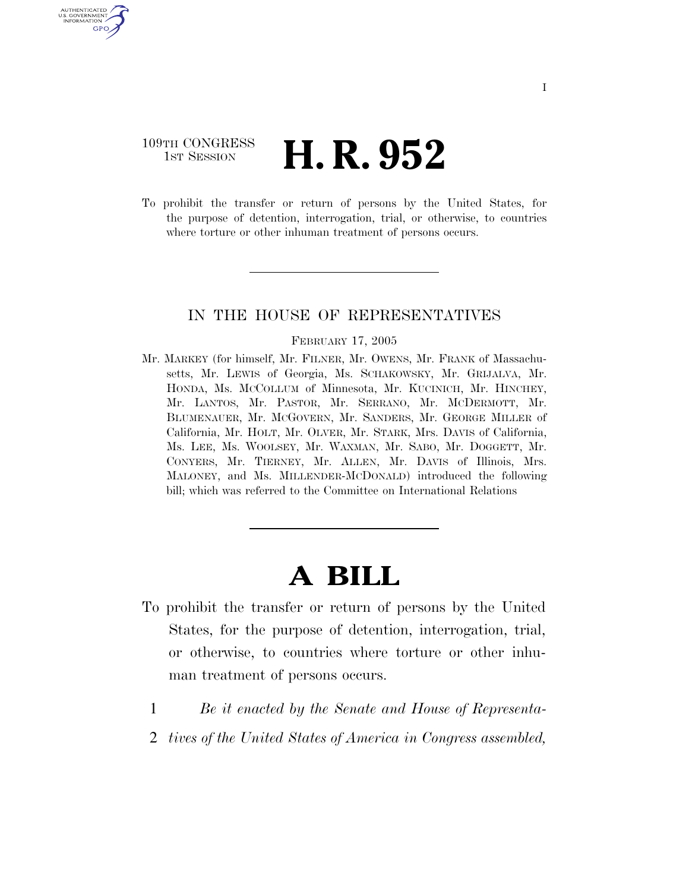109TH CONGRESS
1ST SESSION

# H. R. 952

To prohibit the transfer or return of persons by the United States, for the purpose of detention, interrogation, trial, or otherwise, to countries where torture or other inhuman treatment of persons occurs.

---

IN THE HOUSE OF REPRESENTATIVES

FEBRUARY 17, 2005

Mr. MARKEY (for himself, Mr. FILNER, Mr. OWENS, Mr. FRANK of Massachusetts, Mr. LEWIS of Georgia, Ms. SCHAKOWSKY, Mr. GRIJALVA, Mr. HONDA, Ms. MCCOLLUM of Minnesota, Mr. KUCINICH, Mr. HINCHEY, Mr. LANTOS, Mr. PASTOR, Mr. SERRANO, Mr. MCDERMOTT, Mr. BLUMENAUER, Mr. MCGOVERN, Mr. SANDERS, Mr. GEORGE MILLER of California, Mr. HOLT, Mr. OLVER, Mr. STARK, Mrs. DAVIS of California, Ms. LEE, Ms. WOOLSEY, Mr. WAXMAN, Mr. SABO, Mr. DOGGETT, Mr. CONYERS, Mr. TIERNEY, Mr. ALLEN, Mr. DAVIS of Illinois, Mrs. MALONEY, and Ms. MILLENDER-MCDONALD) introduced the following bill; which was referred to the Committee on International Relations

---

# A BILL

To prohibit the transfer or return of persons by the United States, for the purpose of detention, interrogation, trial, or otherwise, to countries where torture or other inhuman treatment of persons occurs.

1 *Be it enacted by the Senate and House of Representa-*
2 *tives of the United States of America in Congress assembled,*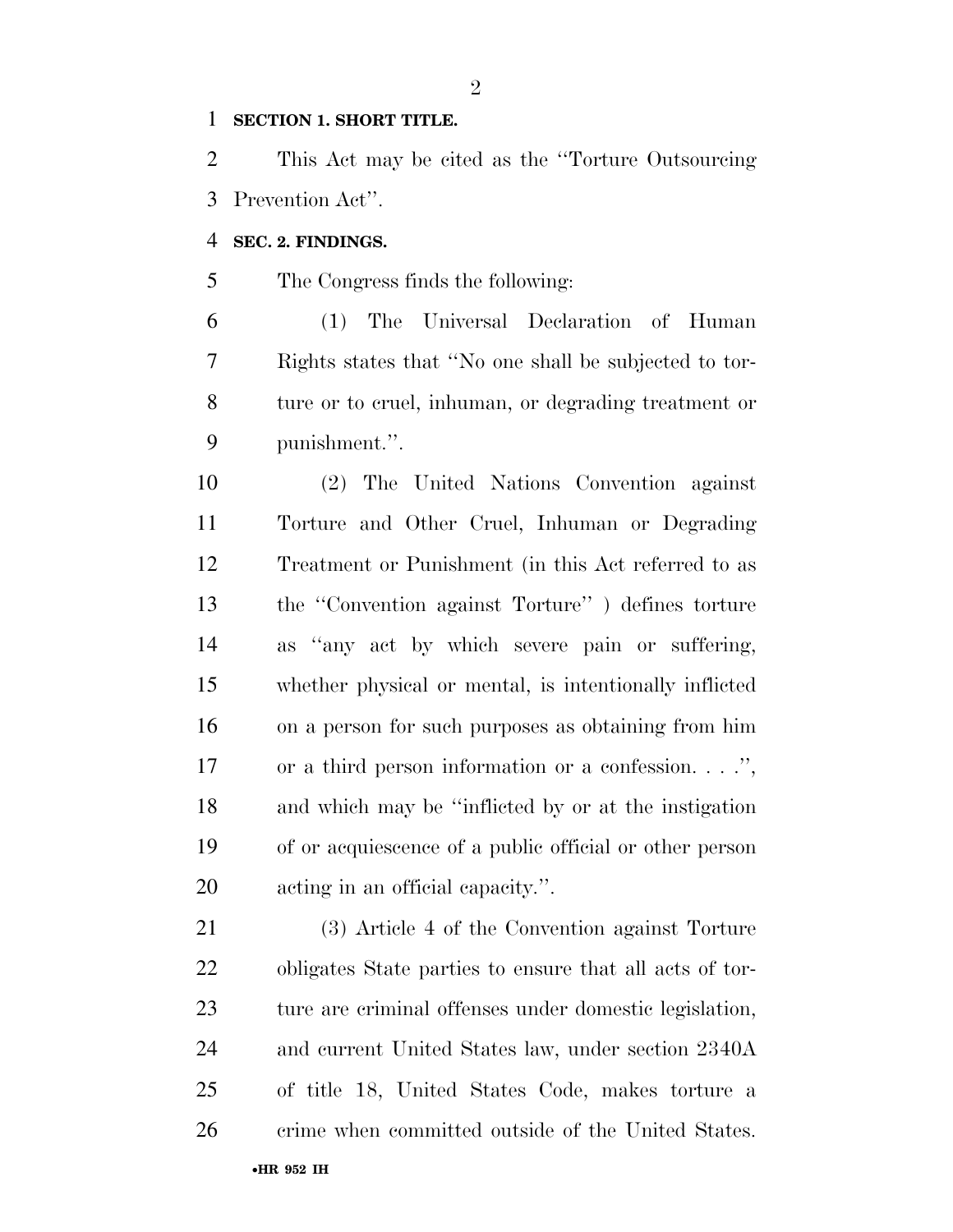**SECTION 1. SHORT TITLE.**

This Act may be cited as the ''Torture Outsourcing Prevention Act''.

**SEC. 2. FINDINGS.**

The Congress finds the following:

(1) The Universal Declaration of Human Rights states that ''No one shall be subjected to torture or to cruel, inhuman, or degrading treatment or punishment.''.

(2) The United Nations Convention against Torture and Other Cruel, Inhuman or Degrading Treatment or Punishment (in this Act referred to as the ''Convention against Torture'' ) defines torture as ''any act by which severe pain or suffering, whether physical or mental, is intentionally inflicted on a person for such purposes as obtaining from him or a third person information or a confession. . . .'', and which may be ''inflicted by or at the instigation of or acquiescence of a public official or other person acting in an official capacity.''.

(3) Article 4 of the Convention against Torture obligates State parties to ensure that all acts of torture are criminal offenses under domestic legislation, and current United States law, under section 2340A of title 18, United States Code, makes torture a crime when committed outside of the United States.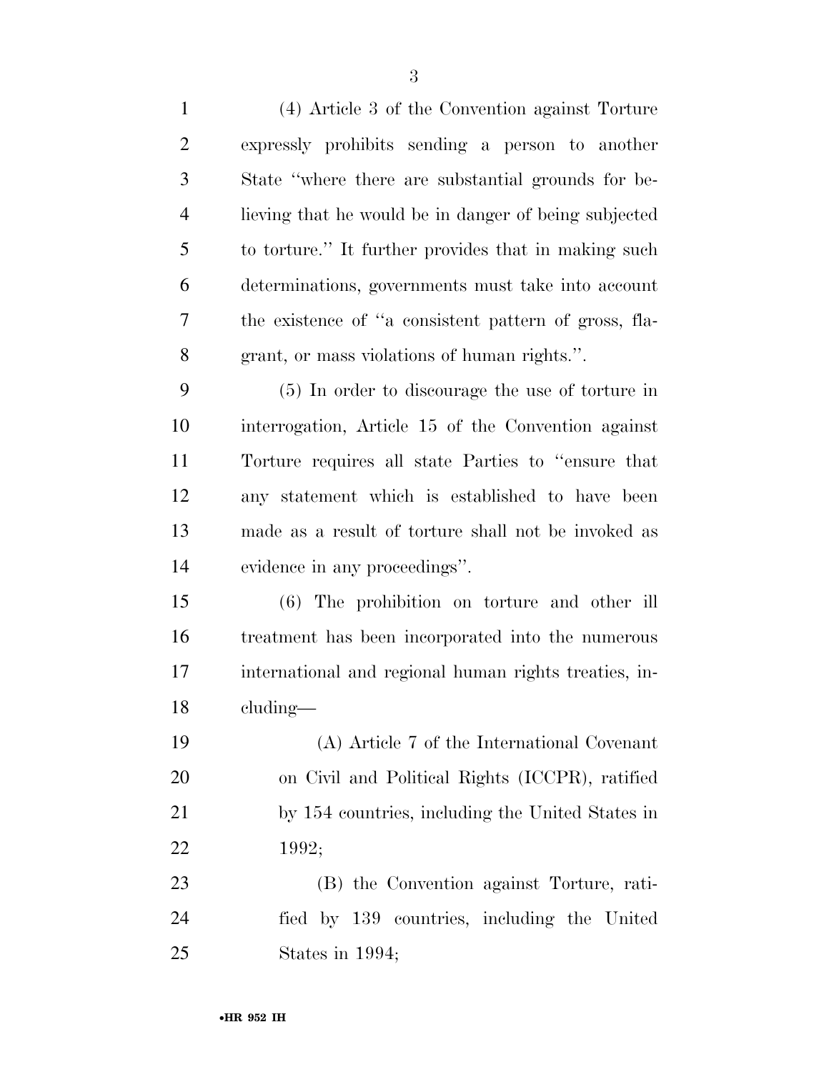(4) Article 3 of the Convention against Torture expressly prohibits sending a person to another State ''where there are substantial grounds for believing that he would be in danger of being subjected to torture.'' It further provides that in making such determinations, governments must take into account the existence of ''a consistent pattern of gross, flagrant, or mass violations of human rights.''.

(5) In order to discourage the use of torture in interrogation, Article 15 of the Convention against Torture requires all state Parties to ''ensure that any statement which is established to have been made as a result of torture shall not be invoked as evidence in any proceedings''.

(6) The prohibition on torture and other ill treatment has been incorporated into the numerous international and regional human rights treaties, including—

(A) Article 7 of the International Covenant on Civil and Political Rights (ICCPR), ratified by 154 countries, including the United States in 1992;

(B) the Convention against Torture, ratified by 139 countries, including the United States in 1994;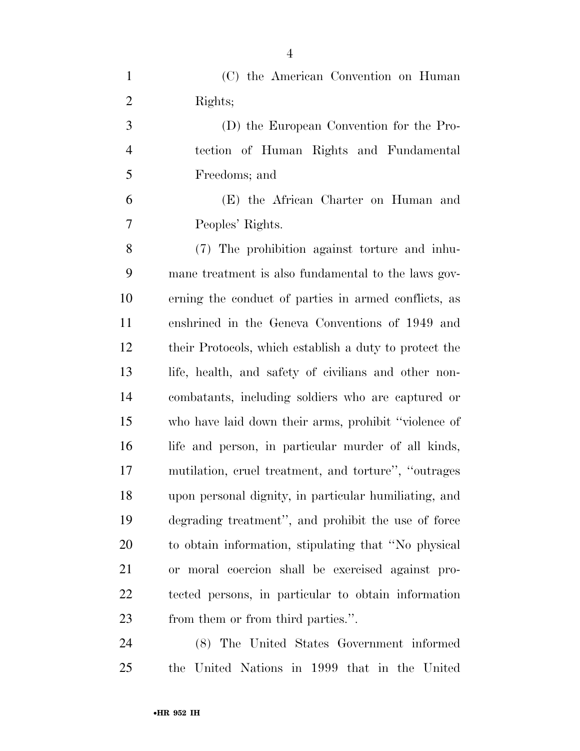(C) the American Convention on Human Rights;

(D) the European Convention for the Protection of Human Rights and Fundamental Freedoms; and

(E) the African Charter on Human and Peoples' Rights.

(7) The prohibition against torture and inhumane treatment is also fundamental to the laws governing the conduct of parties in armed conflicts, as enshrined in the Geneva Conventions of 1949 and their Protocols, which establish a duty to protect the life, health, and safety of civilians and other noncombatants, including soldiers who are captured or who have laid down their arms, prohibit "violence of life and person, in particular murder of all kinds, mutilation, cruel treatment, and torture", "outrages upon personal dignity, in particular humiliating, and degrading treatment", and prohibit the use of force to obtain information, stipulating that "No physical or moral coercion shall be exercised against protected persons, in particular to obtain information from them or from third parties.".

(8) The United States Government informed the United Nations in 1999 that in the United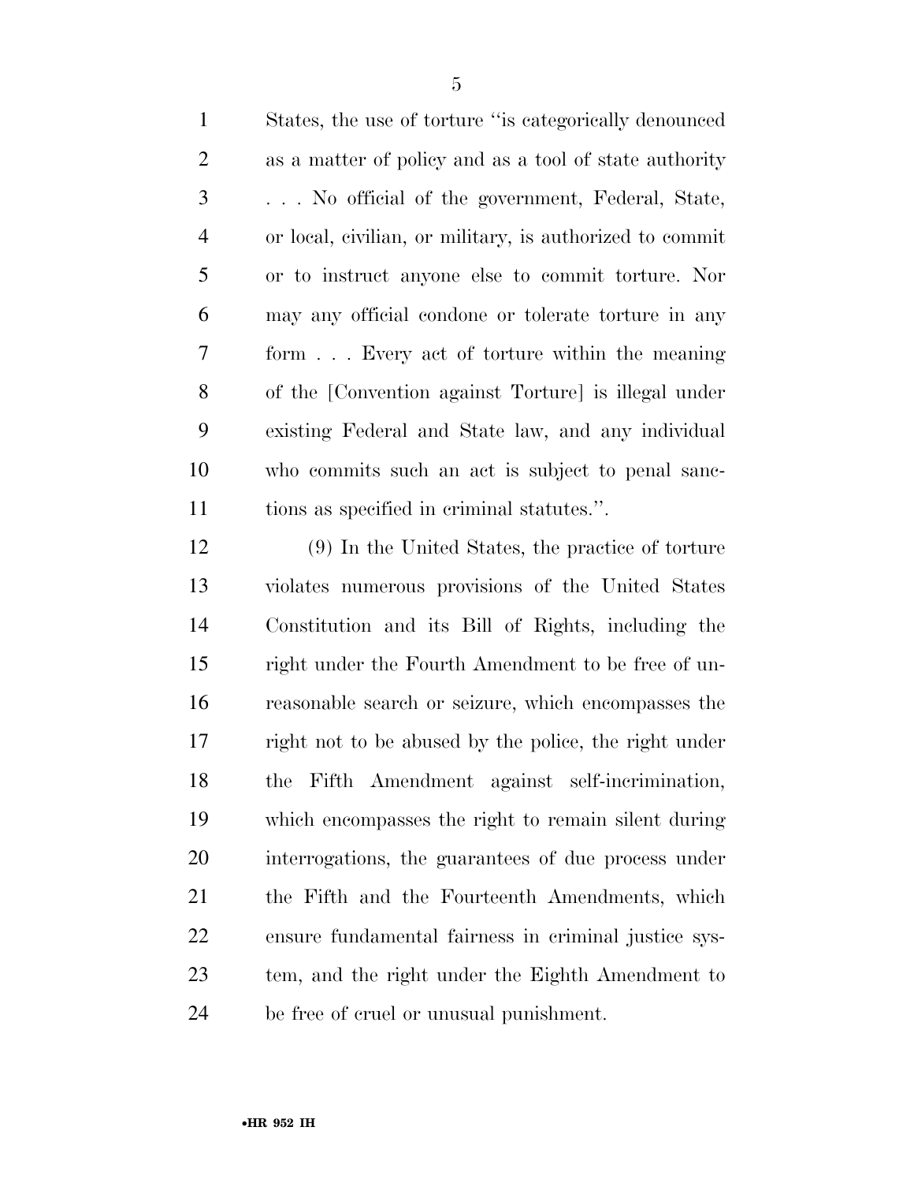States, the use of torture "is categorically denounced as a matter of policy and as a tool of state authority . . . No official of the government, Federal, State, or local, civilian, or military, is authorized to commit or to instruct anyone else to commit torture. Nor may any official condone or tolerate torture in any form . . . Every act of torture within the meaning of the [Convention against Torture] is illegal under existing Federal and State law, and any individual who commits such an act is subject to penal sanctions as specified in criminal statutes.".

(9) In the United States, the practice of torture violates numerous provisions of the United States Constitution and its Bill of Rights, including the right under the Fourth Amendment to be free of unreasonable search or seizure, which encompasses the right not to be abused by the police, the right under the Fifth Amendment against self-incrimination, which encompasses the right to remain silent during interrogations, the guarantees of due process under the Fifth and the Fourteenth Amendments, which ensure fundamental fairness in criminal justice system, and the right under the Eighth Amendment to be free of cruel or unusual punishment.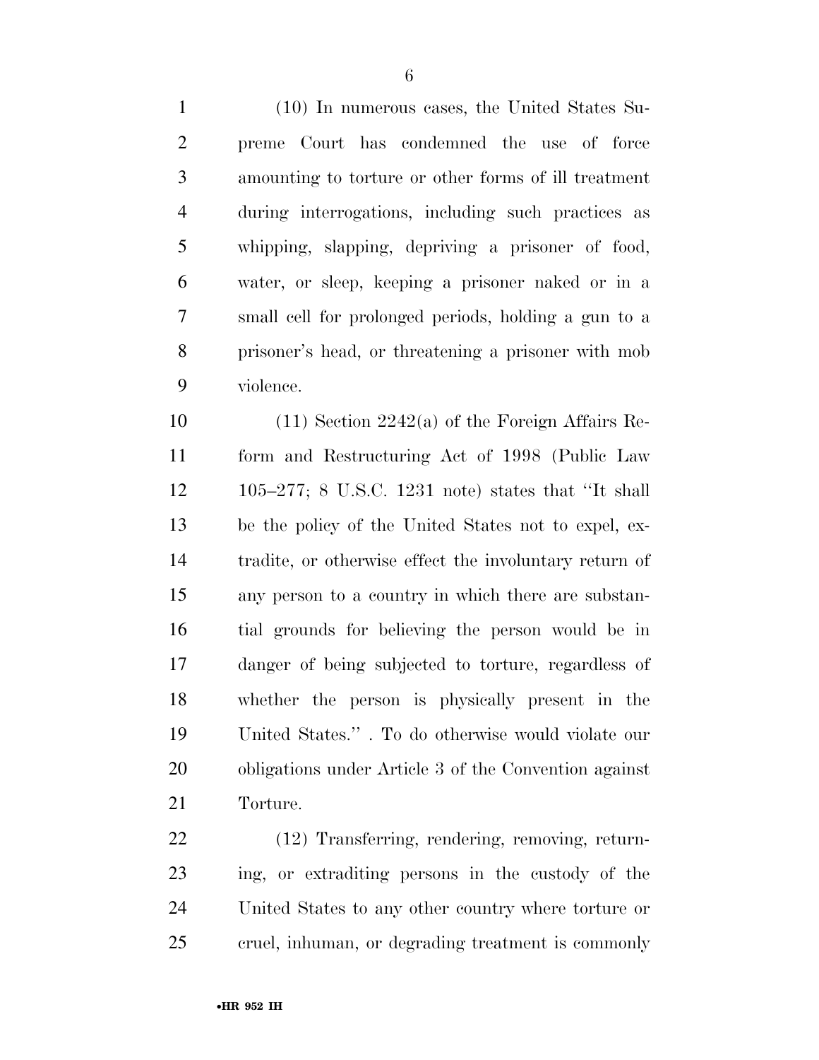(10) In numerous cases, the United States Supreme Court has condemned the use of force amounting to torture or other forms of ill treatment during interrogations, including such practices as whipping, slapping, depriving a prisoner of food, water, or sleep, keeping a prisoner naked or in a small cell for prolonged periods, holding a gun to a prisoner's head, or threatening a prisoner with mob violence.

(11) Section 2242(a) of the Foreign Affairs Reform and Restructuring Act of 1998 (Public Law 105–277; 8 U.S.C. 1231 note) states that "It shall be the policy of the United States not to expel, extradite, or otherwise effect the involuntary return of any person to a country in which there are substantial grounds for believing the person would be in danger of being subjected to torture, regardless of whether the person is physically present in the United States." . To do otherwise would violate our obligations under Article 3 of the Convention against Torture.

(12) Transferring, rendering, removing, returning, or extraditing persons in the custody of the United States to any other country where torture or cruel, inhuman, or degrading treatment is commonly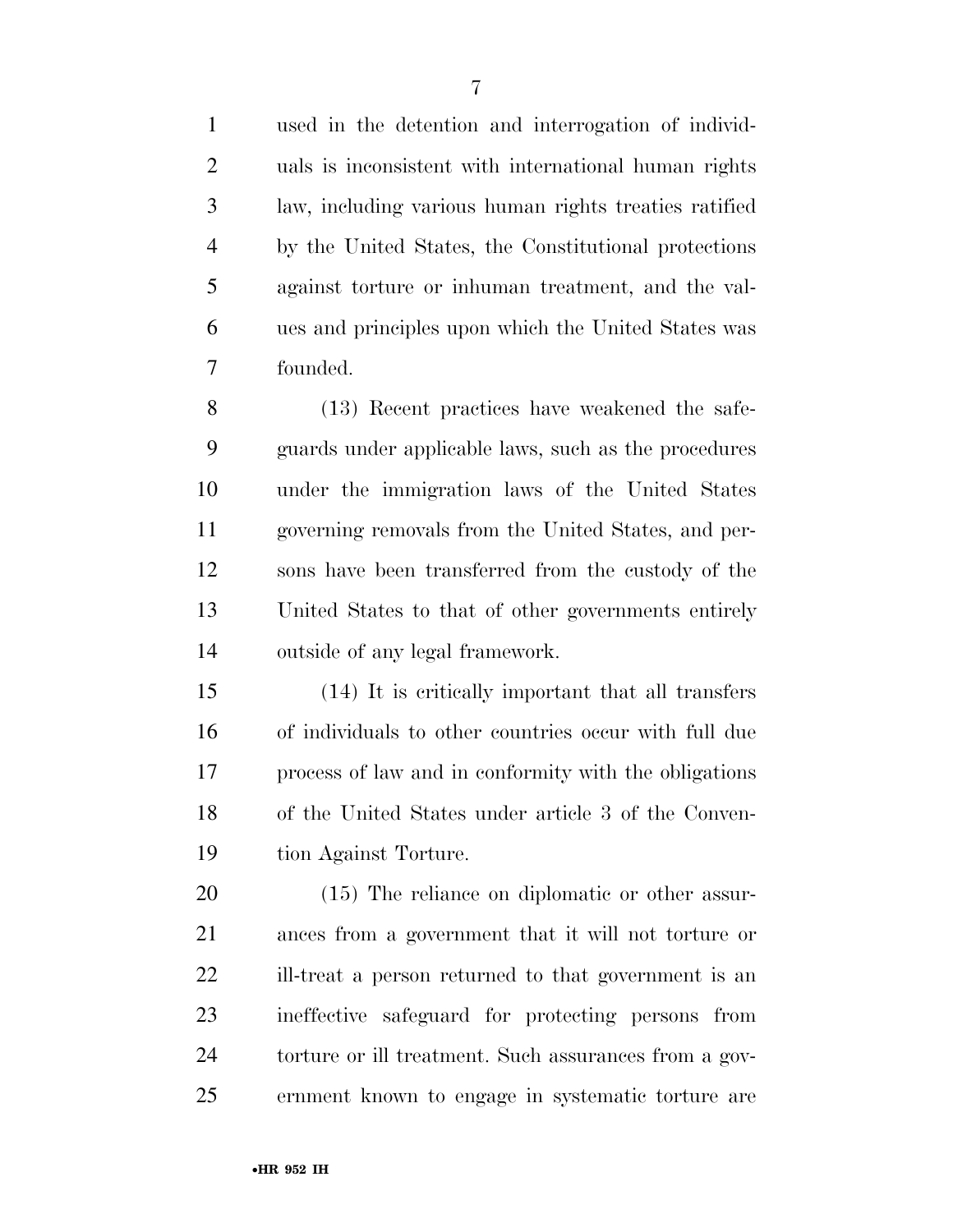used in the detention and interrogation of individuals is inconsistent with international human rights law, including various human rights treaties ratified by the United States, the Constitutional protections against torture or inhuman treatment, and the values and principles upon which the United States was founded.

(13) Recent practices have weakened the safeguards under applicable laws, such as the procedures under the immigration laws of the United States governing removals from the United States, and persons have been transferred from the custody of the United States to that of other governments entirely outside of any legal framework.

(14) It is critically important that all transfers of individuals to other countries occur with full due process of law and in conformity with the obligations of the United States under article 3 of the Convention Against Torture.

(15) The reliance on diplomatic or other assurances from a government that it will not torture or ill-treat a person returned to that government is an ineffective safeguard for protecting persons from torture or ill treatment. Such assurances from a government known to engage in systematic torture are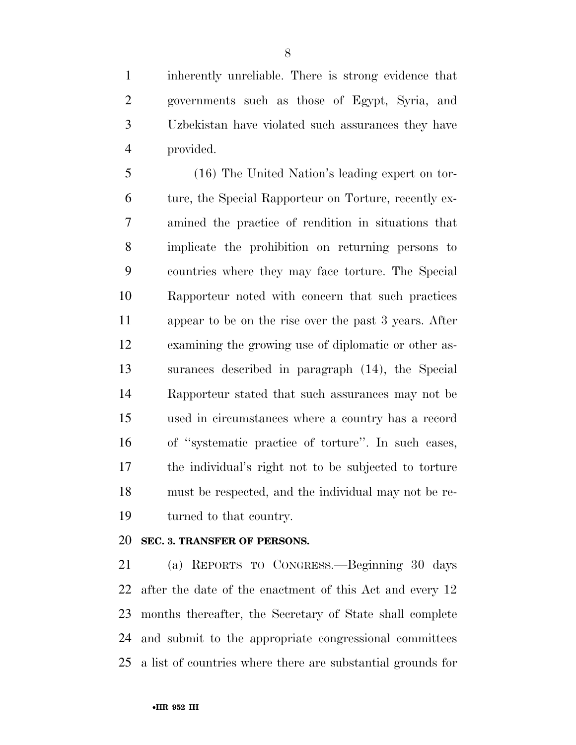inherently unreliable. There is strong evidence that governments such as those of Egypt, Syria, and Uzbekistan have violated such assurances they have provided.

(16) The United Nation's leading expert on torture, the Special Rapporteur on Torture, recently examined the practice of rendition in situations that implicate the prohibition on returning persons to countries where they may face torture. The Special Rapporteur noted with concern that such practices appear to be on the rise over the past 3 years. After examining the growing use of diplomatic or other assurances described in paragraph (14), the Special Rapporteur stated that such assurances may not be used in circumstances where a country has a record of "systematic practice of torture". In such cases, the individual's right not to be subjected to torture must be respected, and the individual may not be returned to that country.

**SEC. 3. TRANSFER OF PERSONS.**

(a) REPORTS TO CONGRESS.—Beginning 30 days after the date of the enactment of this Act and every 12 months thereafter, the Secretary of State shall complete and submit to the appropriate congressional committees a list of countries where there are substantial grounds for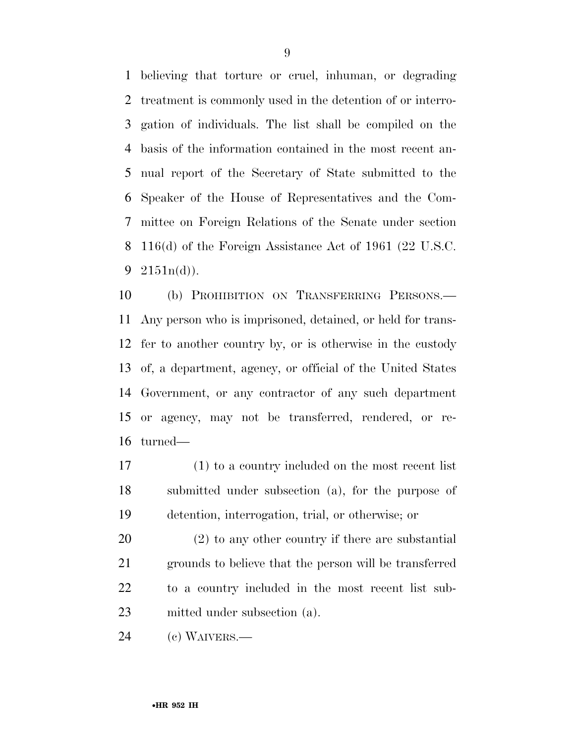believing that torture or cruel, inhuman, or degrading treatment is commonly used in the detention of or interrogation of individuals. The list shall be compiled on the basis of the information contained in the most recent annual report of the Secretary of State submitted to the Speaker of the House of Representatives and the Committee on Foreign Relations of the Senate under section 116(d) of the Foreign Assistance Act of 1961 (22 U.S.C. 2151n(d)).

(b) PROHIBITION ON TRANSFERRING PERSONS.— Any person who is imprisoned, detained, or held for transfer to another country by, or is otherwise in the custody of, a department, agency, or official of the United States Government, or any contractor of any such department or agency, may not be transferred, rendered, or returned—

(1) to a country included on the most recent list submitted under subsection (a), for the purpose of detention, interrogation, trial, or otherwise; or

(2) to any other country if there are substantial grounds to believe that the person will be transferred to a country included in the most recent list submitted under subsection (a).

(c) WAIVERS.—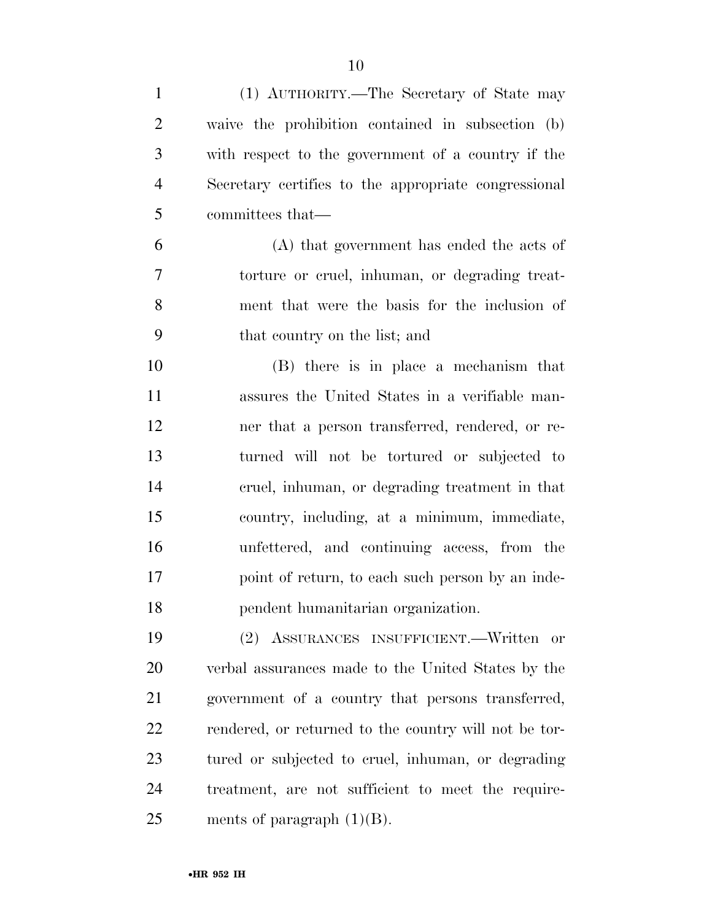(1) AUTHORITY.—The Secretary of State may waive the prohibition contained in subsection (b) with respect to the government of a country if the Secretary certifies to the appropriate congressional committees that—

(A) that government has ended the acts of torture or cruel, inhuman, or degrading treatment that were the basis for the inclusion of that country on the list; and

(B) there is in place a mechanism that assures the United States in a verifiable manner that a person transferred, rendered, or returned will not be tortured or subjected to cruel, inhuman, or degrading treatment in that country, including, at a minimum, immediate, unfettered, and continuing access, from the point of return, to each such person by an independent humanitarian organization.

(2) ASSURANCES INSUFFICIENT.—Written or verbal assurances made to the United States by the government of a country that persons transferred, rendered, or returned to the country will not be tortured or subjected to cruel, inhuman, or degrading treatment, are not sufficient to meet the requirements of paragraph (1)(B).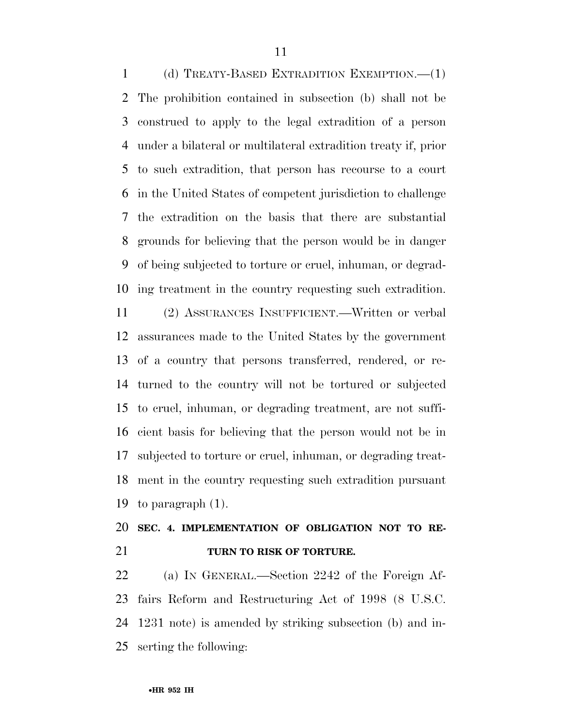(d) TREATY-BASED EXTRADITION EXEMPTION.—(1) The prohibition contained in subsection (b) shall not be construed to apply to the legal extradition of a person under a bilateral or multilateral extradition treaty if, prior to such extradition, that person has recourse to a court in the United States of competent jurisdiction to challenge the extradition on the basis that there are substantial grounds for believing that the person would be in danger of being subjected to torture or cruel, inhuman, or degrading treatment in the country requesting such extradition.

(2) ASSURANCES INSUFFICIENT.—Written or verbal assurances made to the United States by the government of a country that persons transferred, rendered, or returned to the country will not be tortured or subjected to cruel, inhuman, or degrading treatment, are not sufficient basis for believing that the person would not be in subjected to torture or cruel, inhuman, or degrading treatment in the country requesting such extradition pursuant to paragraph (1).

**SEC. 4. IMPLEMENTATION OF OBLIGATION NOT TO RETURN TO RISK OF TORTURE.**

(a) IN GENERAL.—Section 2242 of the Foreign Affairs Reform and Restructuring Act of 1998 (8 U.S.C. 1231 note) is amended by striking subsection (b) and inserting the following: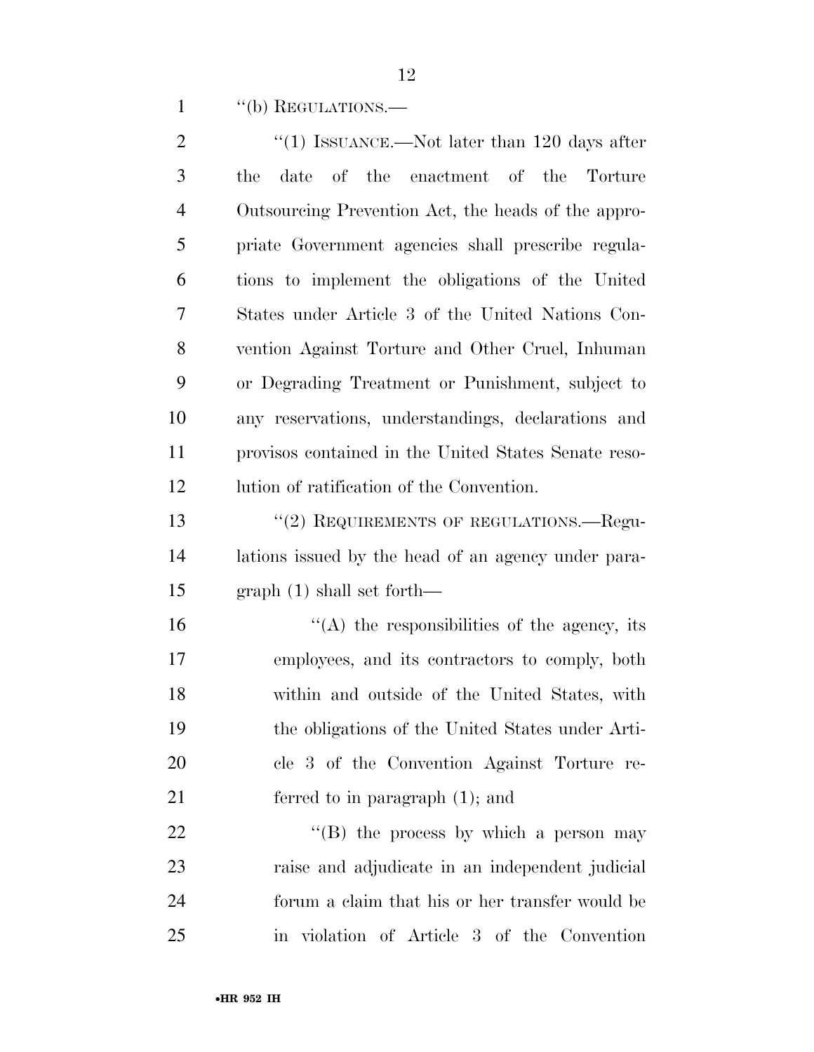"(b) REGULATIONS.—

"(1) ISSUANCE.—Not later than 120 days after the date of the enactment of the Torture Outsourcing Prevention Act, the heads of the appropriate Government agencies shall prescribe regulations to implement the obligations of the United States under Article 3 of the United Nations Convention Against Torture and Other Cruel, Inhuman or Degrading Treatment or Punishment, subject to any reservations, understandings, declarations and provisos contained in the United States Senate resolution of ratification of the Convention.

"(2) REQUIREMENTS OF REGULATIONS.—Regulations issued by the head of an agency under paragraph (1) shall set forth—

"(A) the responsibilities of the agency, its employees, and its contractors to comply, both within and outside of the United States, with the obligations of the United States under Article 3 of the Convention Against Torture referred to in paragraph (1); and

"(B) the process by which a person may raise and adjudicate in an independent judicial forum a claim that his or her transfer would be in violation of Article 3 of the Convention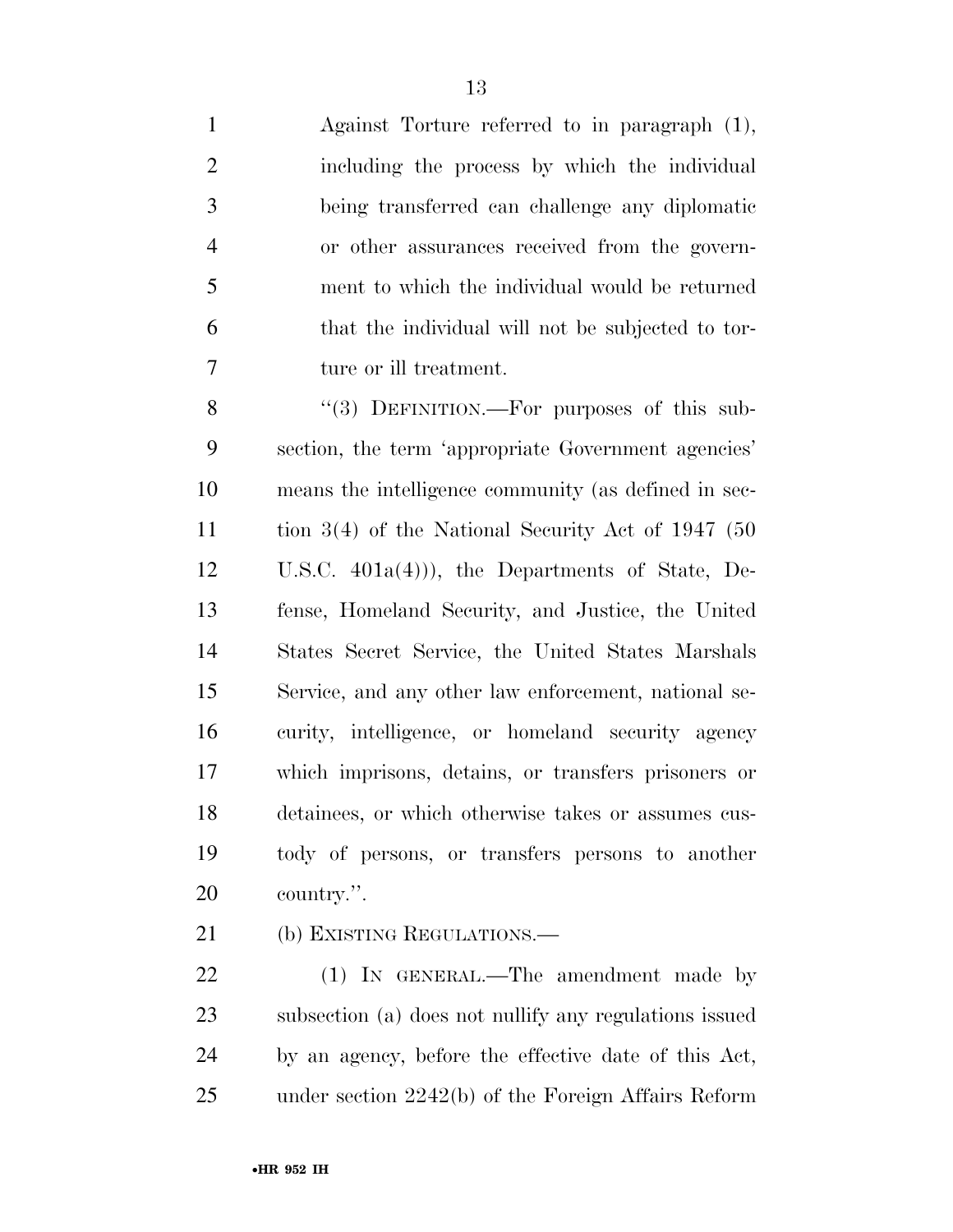Against Torture referred to in paragraph (1), including the process by which the individual being transferred can challenge any diplomatic or other assurances received from the government to which the individual would be returned that the individual will not be subjected to torture or ill treatment.

"(3) DEFINITION.—For purposes of this subsection, the term 'appropriate Government agencies' means the intelligence community (as defined in section 3(4) of the National Security Act of 1947 (50 U.S.C. 401a(4))), the Departments of State, Defense, Homeland Security, and Justice, the United States Secret Service, the United States Marshals Service, and any other law enforcement, national security, intelligence, or homeland security agency which imprisons, detains, or transfers prisoners or detainees, or which otherwise takes or assumes custody of persons, or transfers persons to another country.".

(b) EXISTING REGULATIONS.—

(1) IN GENERAL.—The amendment made by subsection (a) does not nullify any regulations issued by an agency, before the effective date of this Act, under section 2242(b) of the Foreign Affairs Reform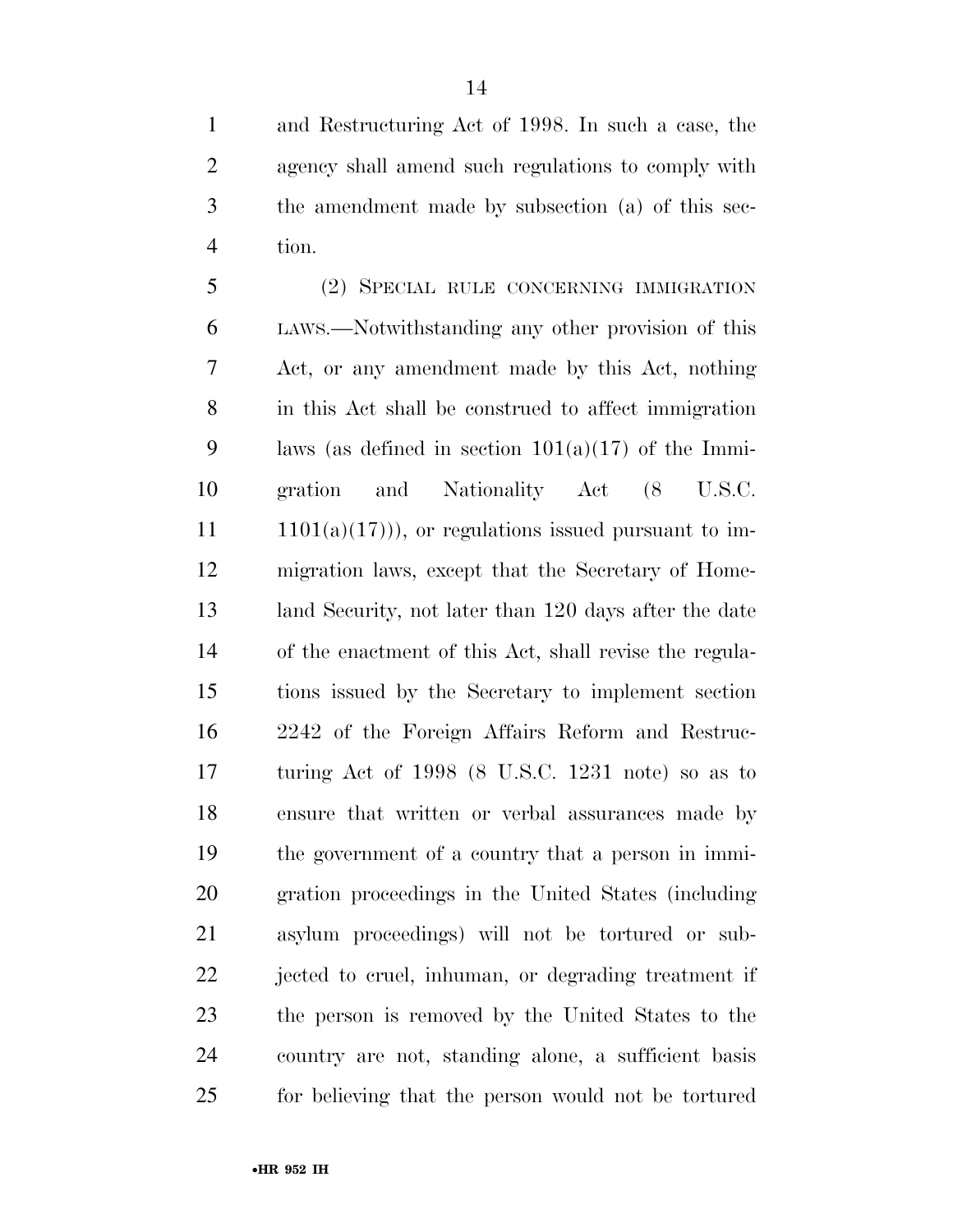and Restructuring Act of 1998. In such a case, the agency shall amend such regulations to comply with the amendment made by subsection (a) of this section.

(2) SPECIAL RULE CONCERNING IMMIGRATION LAWS.—Notwithstanding any other provision of this Act, or any amendment made by this Act, nothing in this Act shall be construed to affect immigration laws (as defined in section 101(a)(17) of the Immigration and Nationality Act (8 U.S.C. 1101(a)(17))), or regulations issued pursuant to immigration laws, except that the Secretary of Homeland Security, not later than 120 days after the date of the enactment of this Act, shall revise the regulations issued by the Secretary to implement section 2242 of the Foreign Affairs Reform and Restructuring Act of 1998 (8 U.S.C. 1231 note) so as to ensure that written or verbal assurances made by the government of a country that a person in immigration proceedings in the United States (including asylum proceedings) will not be tortured or subjected to cruel, inhuman, or degrading treatment if the person is removed by the United States to the country are not, standing alone, a sufficient basis for believing that the person would not be tortured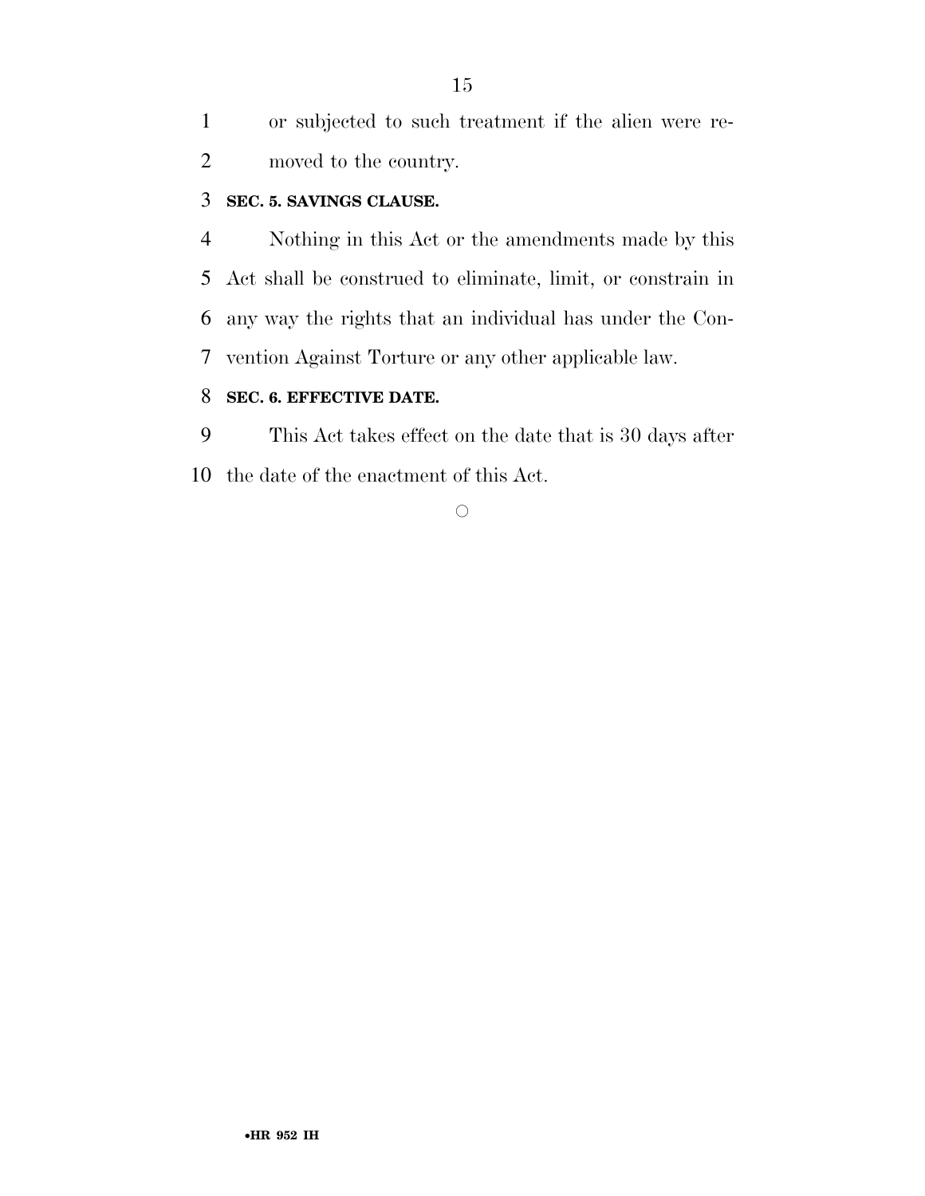or subjected to such treatment if the alien were removed to the country.

**SEC. 5. SAVINGS CLAUSE.**

Nothing in this Act or the amendments made by this Act shall be construed to eliminate, limit, or constrain in any way the rights that an individual has under the Convention Against Torture or any other applicable law.

**SEC. 6. EFFECTIVE DATE.**

This Act takes effect on the date that is 30 days after the date of the enactment of this Act.

○